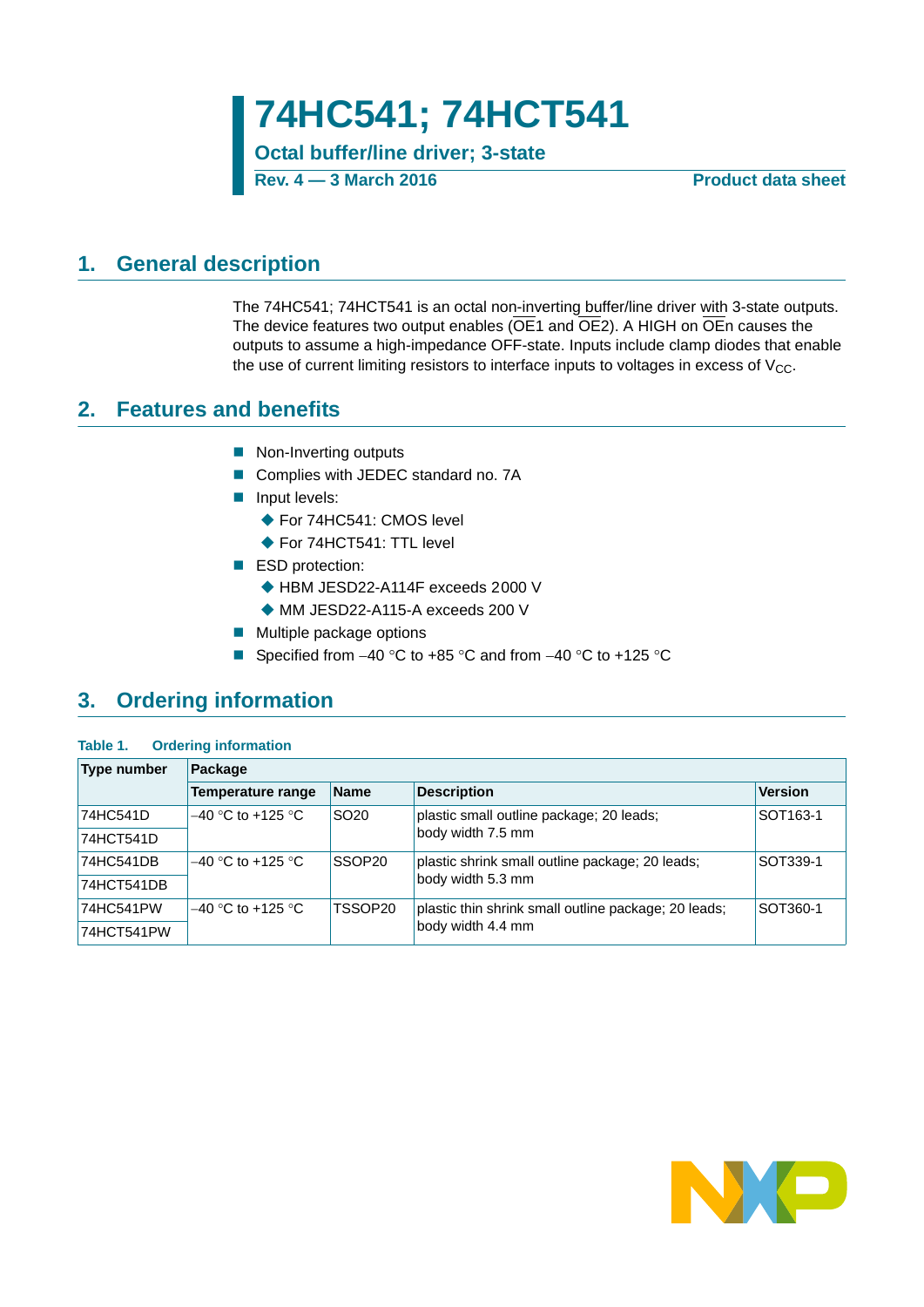# 74HC541; 74HCT541

**Octal buffer/line driver; 3-state**

**Rev. 4 — 3 March 2016** **Product data sheet**

## 1. General description

The 74HC541; 74HCT541 is an octal non-inverting buffer/line driver with 3-state outputs. The device features two output enables ($\overline{OE1}$ and $\overline{OE2}$). A HIGH on $\overline{OEn}$ causes the outputs to assume a high-impedance OFF-state. Inputs include clamp diodes that enable the use of current limiting resistors to interface inputs to voltages in excess of $V_{CC}$.

## 2. Features and benefits

- Non-Inverting outputs
- Complies with JEDEC standard no. 7A
- Input levels:
  - For 74HC541: CMOS level
  - For 74HCT541: TTL level
- ESD protection:
  - HBM JESD22-A114F exceeds 2000 V
  - MM JESD22-A115-A exceeds 200 V
- Multiple package options
- Specified from –40 °C to +85 °C and from –40 °C to +125 °C

## 3. Ordering information

**Table 1. Ordering information**

| Type number | Package | | | |
|---|---|---|---|---|
| | Temperature range | Name | Description | Version |
| 74HC541D | –40 °C to +125 °C | SO20 | plastic small outline package; 20 leads; body width 7.5 mm | SOT163-1 |
| 74HCT541D | | | | |
| 74HC541DB | –40 °C to +125 °C | SSOP20 | plastic shrink small outline package; 20 leads; body width 5.3 mm | SOT339-1 |
| 74HCT541DB | | | | |
| 74HC541PW | –40 °C to +125 °C | TSSOP20 | plastic thin shrink small outline package; 20 leads; body width 4.4 mm | SOT360-1 |
| 74HCT541PW | | | | |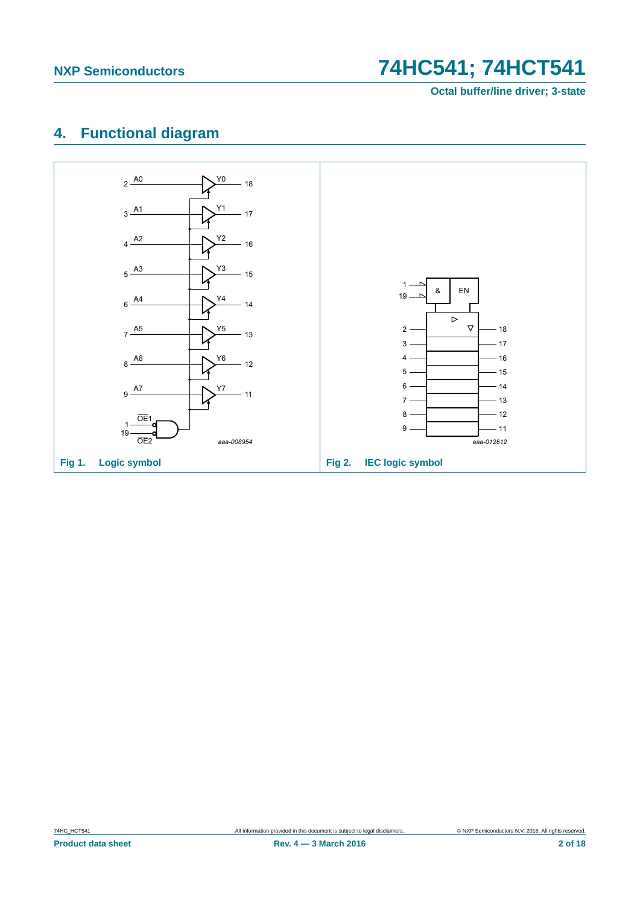## 4. Functional diagram

Fig 1. Logic symbol

Fig 2. IEC logic symbol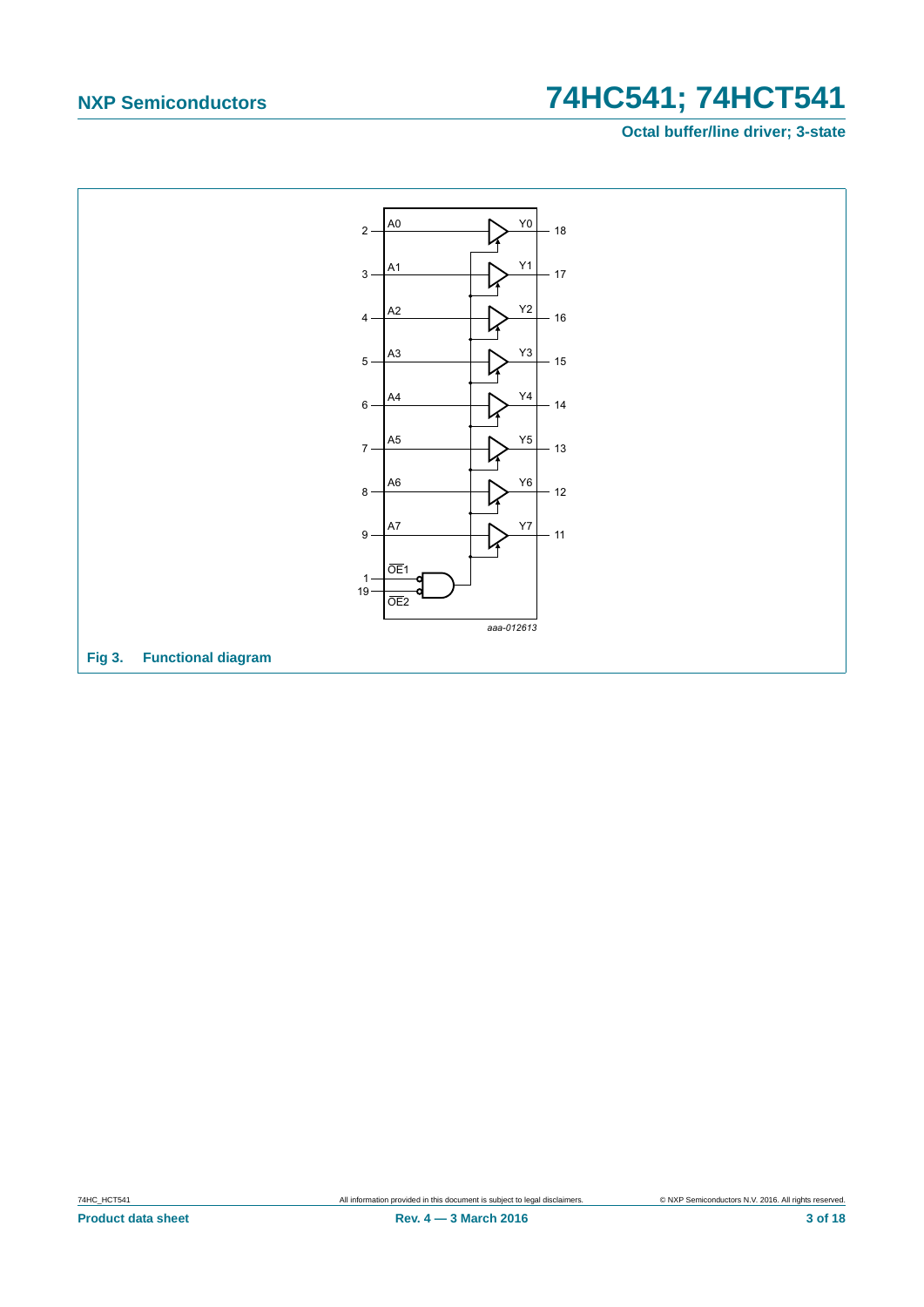Fig 3. Functional diagram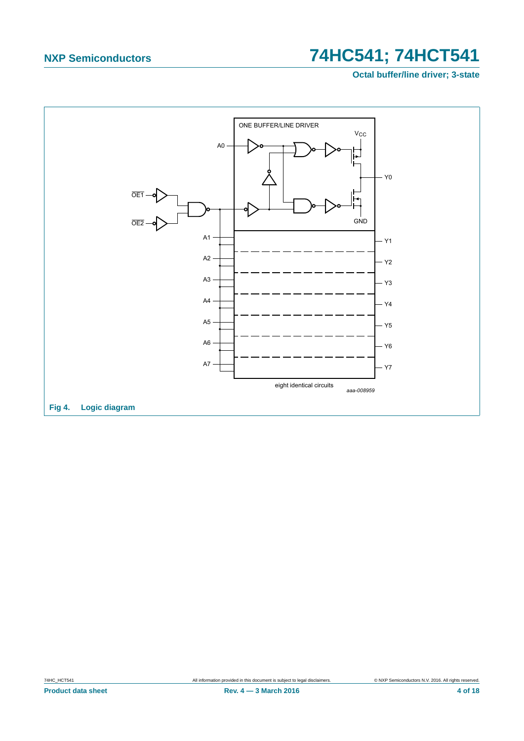Fig 4. Logic diagram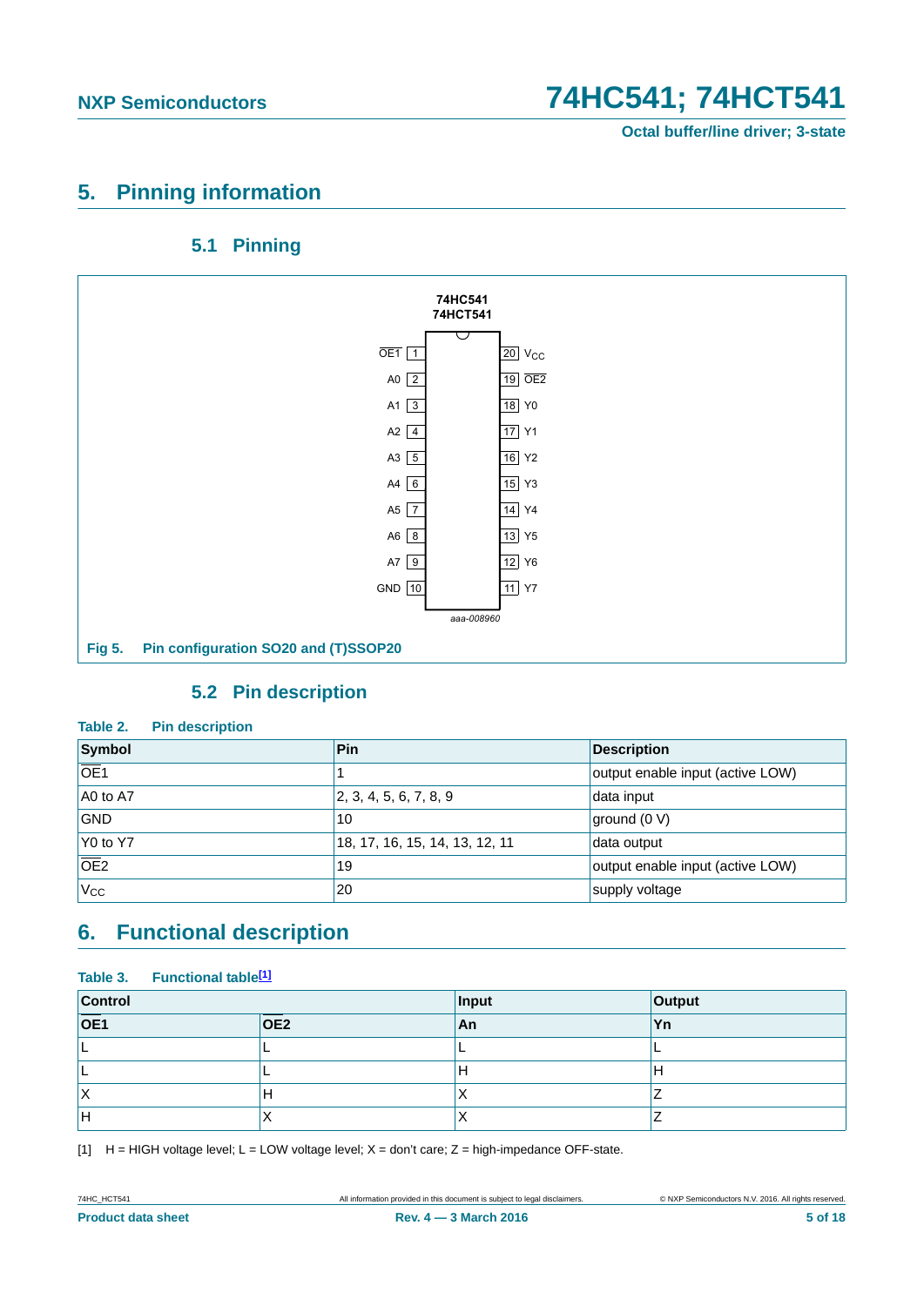# 5. Pinning information

## 5.1 Pinning

74HC541
74HCT541

| Pin | Symbol | | Pin | Symbol |
|---|---|---|---|---|
| 1 | $\overline{OE1}$ | | 20 | $V_{CC}$ |
| 2 | A0 | | 19 | $\overline{OE2}$ |
| 3 | A1 | | 18 | Y0 |
| 4 | A2 | | 17 | Y1 |
| 5 | A3 | | 16 | Y2 |
| 6 | A4 | | 15 | Y3 |
| 7 | A5 | | 14 | Y4 |
| 8 | A6 | | 13 | Y5 |
| 9 | A7 | | 12 | Y6 |
| 10 | GND | | 11 | Y7 |

aaa-008960

**Fig 5. Pin configuration SO20 and (T)SSOP20**

## 5.2 Pin description

**Table 2. Pin description**

| Symbol | Pin | Description |
|---|---|---|
| $\overline{OE1}$ | 1 | output enable input (active LOW) |
| A0 to A7 | 2, 3, 4, 5, 6, 7, 8, 9 | data input |
| GND | 10 | ground (0 V) |
| Y0 to Y7 | 18, 17, 16, 15, 14, 13, 12, 11 | data output |
| $\overline{OE2}$ | 19 | output enable input (active LOW) |
| $V_{CC}$ | 20 | supply voltage |

# 6. Functional description

**Table 3. Functional table[1]**

| Control | | Input | Output |
|---|---|---|---|
| $\overline{OE1}$ | $\overline{OE2}$ | An | Yn |
| L | L | L | L |
| L | L | H | H |
| X | H | X | Z |
| H | X | X | Z |

[1] H = HIGH voltage level; L = LOW voltage level; X = don't care; Z = high-impedance OFF-state.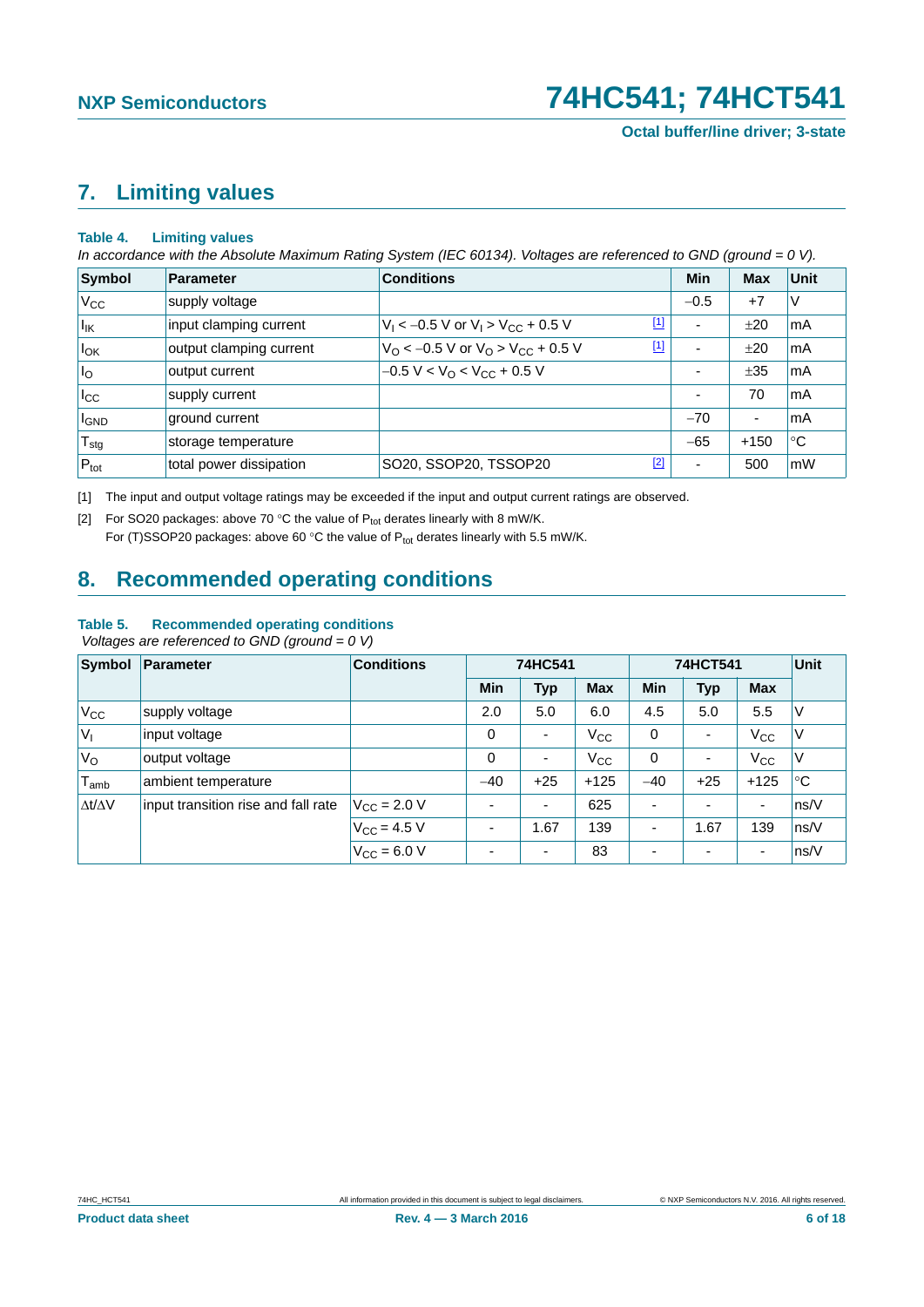## 7. Limiting values

**Table 4. Limiting values**

*In accordance with the Absolute Maximum Rating System (IEC 60134). Voltages are referenced to GND (ground = 0 V).*

| Symbol | Parameter | Conditions | | Min | Max | Unit |
|---|---|---|---|---|---|---|
| $V_{CC}$ | supply voltage | | | −0.5 | +7 | V |
| $I_{IK}$ | input clamping current | $V_I < -0.5$ V or $V_I > V_{CC} + 0.5$ V | [1] | - | ±20 | mA |
| $I_{OK}$ | output clamping current | $V_O < -0.5$ V or $V_O > V_{CC} + 0.5$ V | [1] | - | ±20 | mA |
| $I_O$ | output current | $-0.5 \text{ V} < V_O < V_{CC} + 0.5$ V | | - | ±35 | mA |
| $I_{CC}$ | supply current | | | - | 70 | mA |
| $I_{GND}$ | ground current | | | −70 | - | mA |
| $T_{stg}$ | storage temperature | | | −65 | +150 | °C |
| $P_{tot}$ | total power dissipation | SO20, SSOP20, TSSOP20 | [2] | - | 500 | mW |

[1] The input and output voltage ratings may be exceeded if the input and output current ratings are observed.

[2] For SO20 packages: above 70 °C the value of $P_{tot}$ derates linearly with 8 mW/K.
For (T)SSOP20 packages: above 60 °C the value of $P_{tot}$ derates linearly with 5.5 mW/K.

## 8. Recommended operating conditions

**Table 5. Recommended operating conditions**

*Voltages are referenced to GND (ground = 0 V)*

| Symbol | Parameter | Conditions | 74HC541 | | | 74HCT541 | | | Unit |
|---|---|---|---|---|---|---|---|---|---|
| | | | Min | Typ | Max | Min | Typ | Max | |
| $V_{CC}$ | supply voltage | | 2.0 | 5.0 | 6.0 | 4.5 | 5.0 | 5.5 | V |
| $V_I$ | input voltage | | 0 | - | $V_{CC}$ | 0 | - | $V_{CC}$ | V |
| $V_O$ | output voltage | | 0 | - | $V_{CC}$ | 0 | - | $V_{CC}$ | V |
| $T_{amb}$ | ambient temperature | | −40 | +25 | +125 | −40 | +25 | +125 | °C |
| $\Delta t/\Delta V$ | input transition rise and fall rate | $V_{CC} = 2.0$ V | - | - | 625 | - | - | - | ns/V |
| | | $V_{CC} = 4.5$ V | - | 1.67 | 139 | - | 1.67 | 139 | ns/V |
| | | $V_{CC} = 6.0$ V | - | - | 83 | - | - | - | ns/V |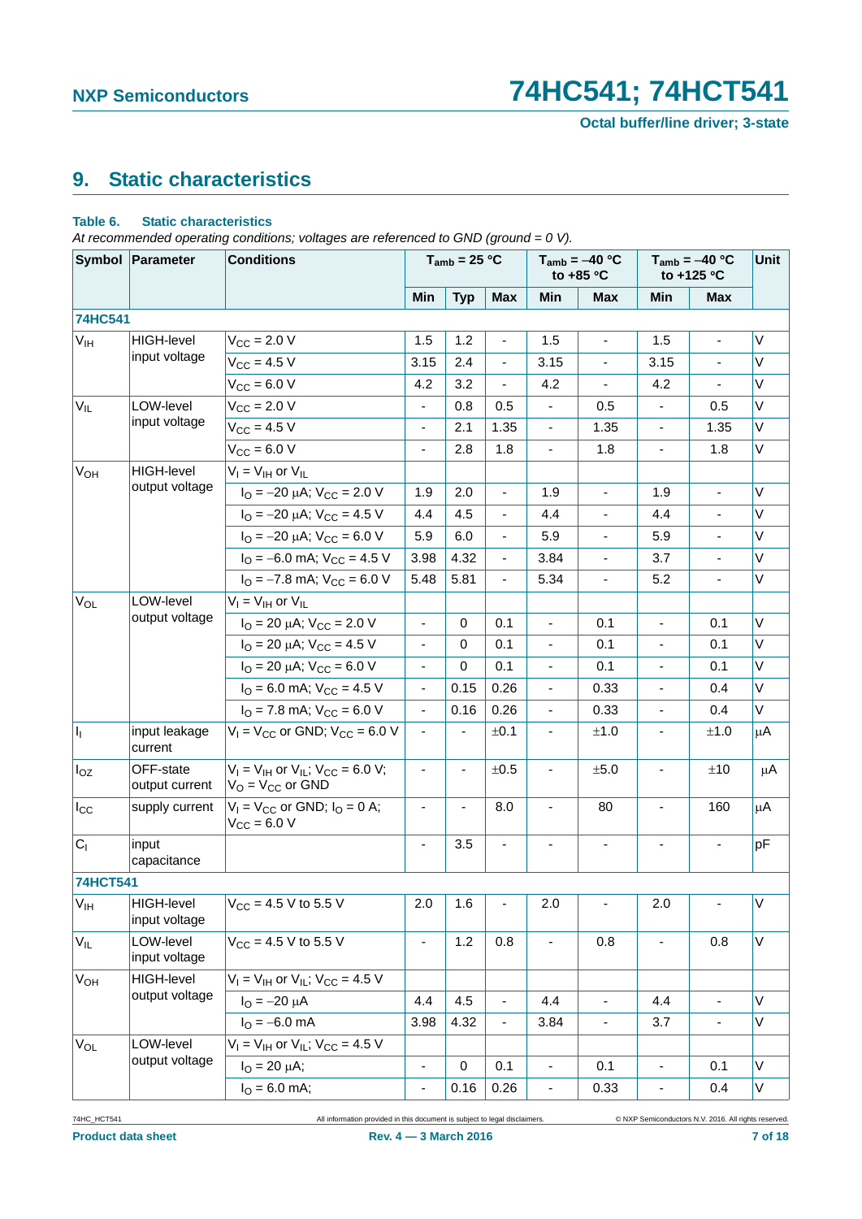## 9. Static characteristics

**Table 6. Static characteristics**

*At recommended operating conditions; voltages are referenced to GND (ground = 0 V).*

| Symbol | Parameter | Conditions | $T_{amb}$ = 25 °C | | | $T_{amb}$ = −40 °C to +85 °C | | $T_{amb}$ = −40 °C to +125 °C | | Unit |
|---|---|---|---|---|---|---|---|---|---|---|
| | | | Min | Typ | Max | Min | Max | Min | Max | |
| **74HC541** | | | | | | | | | | |
| $V_{IH}$ | HIGH-level input voltage | $V_{CC}$ = 2.0 V | 1.5 | 1.2 | - | 1.5 | - | 1.5 | - | V |
| | | $V_{CC}$ = 4.5 V | 3.15 | 2.4 | - | 3.15 | - | 3.15 | - | V |
| | | $V_{CC}$ = 6.0 V | 4.2 | 3.2 | - | 4.2 | - | 4.2 | - | V |
| $V_{IL}$ | LOW-level input voltage | $V_{CC}$ = 2.0 V | - | 0.8 | 0.5 | - | 0.5 | - | 0.5 | V |
| | | $V_{CC}$ = 4.5 V | - | 2.1 | 1.35 | - | 1.35 | - | 1.35 | V |
| | | $V_{CC}$ = 6.0 V | - | 2.8 | 1.8 | - | 1.8 | - | 1.8 | V |
| $V_{OH}$ | HIGH-level output voltage | $V_I = V_{IH}$ or $V_{IL}$ | | | | | | | | |
| | | $I_O$ = −20 μA; $V_{CC}$ = 2.0 V | 1.9 | 2.0 | - | 1.9 | - | 1.9 | - | V |
| | | $I_O$ = −20 μA; $V_{CC}$ = 4.5 V | 4.4 | 4.5 | - | 4.4 | - | 4.4 | - | V |
| | | $I_O$ = −20 μA; $V_{CC}$ = 6.0 V | 5.9 | 6.0 | - | 5.9 | - | 5.9 | - | V |
| | | $I_O$ = −6.0 mA; $V_{CC}$ = 4.5 V | 3.98 | 4.32 | - | 3.84 | - | 3.7 | - | V |
| | | $I_O$ = −7.8 mA; $V_{CC}$ = 6.0 V | 5.48 | 5.81 | - | 5.34 | - | 5.2 | - | V |
| $V_{OL}$ | LOW-level output voltage | $V_I = V_{IH}$ or $V_{IL}$ | | | | | | | | |
| | | $I_O$ = 20 μA; $V_{CC}$ = 2.0 V | - | 0 | 0.1 | - | 0.1 | - | 0.1 | V |
| | | $I_O$ = 20 μA; $V_{CC}$ = 4.5 V | - | 0 | 0.1 | - | 0.1 | - | 0.1 | V |
| | | $I_O$ = 20 μA; $V_{CC}$ = 6.0 V | - | 0 | 0.1 | - | 0.1 | - | 0.1 | V |
| | | $I_O$ = 6.0 mA; $V_{CC}$ = 4.5 V | - | 0.15 | 0.26 | - | 0.33 | - | 0.4 | V |
| | | $I_O$ = 7.8 mA; $V_{CC}$ = 6.0 V | - | 0.16 | 0.26 | - | 0.33 | - | 0.4 | V |
| $I_I$ | input leakage current | $V_I = V_{CC}$ or GND; $V_{CC}$ = 6.0 V | - | - | ±0.1 | - | ±1.0 | - | ±1.0 | μA |
| $I_{OZ}$ | OFF-state output current | $V_I = V_{IH}$ or $V_{IL}$; $V_{CC}$ = 6.0 V; $V_O = V_{CC}$ or GND | - | - | ±0.5 | - | ±5.0 | - | ±10 | μA |
| $I_{CC}$ | supply current | $V_I = V_{CC}$ or GND; $I_O$ = 0 A; $V_{CC}$ = 6.0 V | - | - | 8.0 | - | 80 | - | 160 | μA |
| $C_I$ | input capacitance | | - | 3.5 | - | - | - | - | - | pF |
| **74HCT541** | | | | | | | | | | |
| $V_{IH}$ | HIGH-level input voltage | $V_{CC}$ = 4.5 V to 5.5 V | 2.0 | 1.6 | - | 2.0 | - | 2.0 | - | V |
| $V_{IL}$ | LOW-level input voltage | $V_{CC}$ = 4.5 V to 5.5 V | - | 1.2 | 0.8 | - | 0.8 | - | 0.8 | V |
| $V_{OH}$ | HIGH-level output voltage | $V_I = V_{IH}$ or $V_{IL}$; $V_{CC}$ = 4.5 V | | | | | | | | |
| | | $I_O$ = −20 μA | 4.4 | 4.5 | - | 4.4 | - | 4.4 | - | V |
| | | $I_O$ = −6.0 mA | 3.98 | 4.32 | - | 3.84 | - | 3.7 | - | V |
| $V_{OL}$ | LOW-level output voltage | $V_I = V_{IH}$ or $V_{IL}$; $V_{CC}$ = 4.5 V | | | | | | | | |
| | | $I_O$ = 20 μA; | - | 0 | 0.1 | - | 0.1 | - | 0.1 | V |
| | | $I_O$ = 6.0 mA; | - | 0.16 | 0.26 | - | 0.33 | - | 0.4 | V |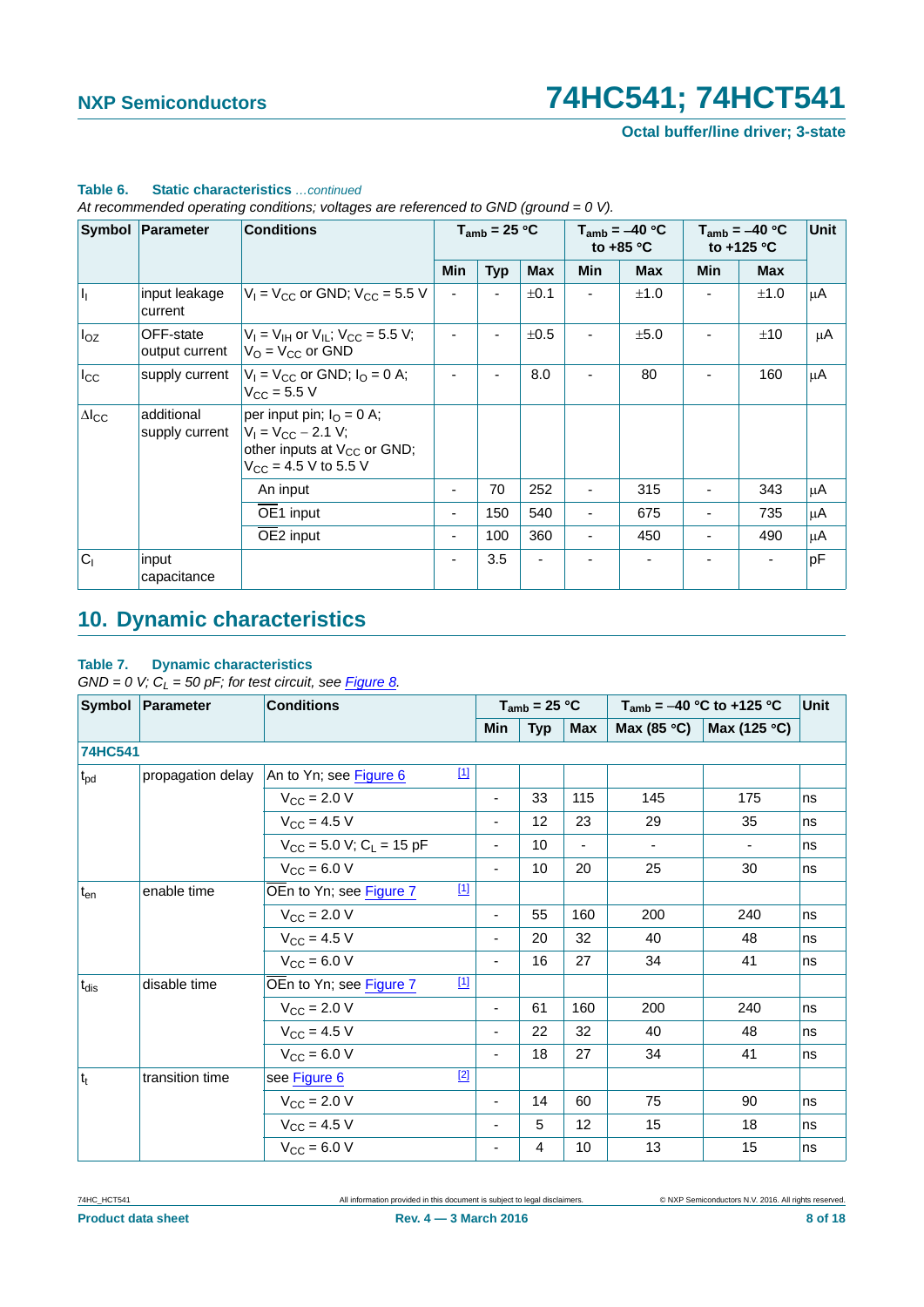**Table 6. Static characteristics** *...continued*

*At recommended operating conditions; voltages are referenced to GND (ground = 0 V).*

| Symbol | Parameter | Conditions | $T_{amb}$ = 25 °C | | | $T_{amb}$ = –40 °C to +85 °C | | $T_{amb}$ = –40 °C to +125 °C | | Unit |
|---|---|---|---|---|---|---|---|---|---|---|
| | | | Min | Typ | Max | Min | Max | Min | Max | |
| $I_I$ | input leakage current | $V_I = V_{CC}$ or GND; $V_{CC}$ = 5.5 V | - | - | ±0.1 | - | ±1.0 | - | ±1.0 | μA |
| $I_{OZ}$ | OFF-state output current | $V_I = V_{IH}$ or $V_{IL}$; $V_{CC}$ = 5.5 V; $V_O = V_{CC}$ or GND | - | - | ±0.5 | - | ±5.0 | - | ±10 | μA |
| $I_{CC}$ | supply current | $V_I = V_{CC}$ or GND; $I_O$ = 0 A; $V_{CC}$ = 5.5 V | - | - | 8.0 | - | 80 | - | 160 | μA |
| $\Delta I_{CC}$ | additional supply current | per input pin; $I_O$ = 0 A; $V_I = V_{CC} - 2.1$ V; other inputs at $V_{CC}$ or GND; $V_{CC}$ = 4.5 V to 5.5 V | | | | | | | | |
| | | An input | - | 70 | 252 | - | 315 | - | 343 | μA |
| | | $\overline{OE}1$ input | - | 150 | 540 | - | 675 | - | 735 | μA |
| | | $\overline{OE}2$ input | - | 100 | 360 | - | 450 | - | 490 | μA |
| $C_I$ | input capacitance | | - | 3.5 | - | - | - | - | - | pF |

## 10. Dynamic characteristics

**Table 7. Dynamic characteristics**

*GND = 0 V; $C_L$ = 50 pF; for test circuit, see Figure 8.*

| Symbol | Parameter | Conditions | $T_{amb}$ = 25 °C | | | $T_{amb}$ = –40 °C to +125 °C | | Unit |
|---|---|---|---|---|---|---|---|---|
| | | | Min | Typ | Max | Max (85 °C) | Max (125 °C) | |
| **74HC541** | | | | | | | | |
| $t_{pd}$ | propagation delay | An to Yn; see Figure 6 [1] | | | | | | |
| | | $V_{CC}$ = 2.0 V | - | 33 | 115 | 145 | 175 | ns |
| | | $V_{CC}$ = 4.5 V | - | 12 | 23 | 29 | 35 | ns |
| | | $V_{CC}$ = 5.0 V; $C_L$ = 15 pF | - | 10 | - | - | - | ns |
| | | $V_{CC}$ = 6.0 V | - | 10 | 20 | 25 | 30 | ns |
| $t_{en}$ | enable time | $\overline{OE}n$ to Yn; see Figure 7 [1] | | | | | | |
| | | $V_{CC}$ = 2.0 V | - | 55 | 160 | 200 | 240 | ns |
| | | $V_{CC}$ = 4.5 V | - | 20 | 32 | 40 | 48 | ns |
| | | $V_{CC}$ = 6.0 V | - | 16 | 27 | 34 | 41 | ns |
| $t_{dis}$ | disable time | $\overline{OE}n$ to Yn; see Figure 7 [1] | | | | | | |
| | | $V_{CC}$ = 2.0 V | - | 61 | 160 | 200 | 240 | ns |
| | | $V_{CC}$ = 4.5 V | - | 22 | 32 | 40 | 48 | ns |
| | | $V_{CC}$ = 6.0 V | - | 18 | 27 | 34 | 41 | ns |
| $t_t$ | transition time | see Figure 6 [2] | | | | | | |
| | | $V_{CC}$ = 2.0 V | - | 14 | 60 | 75 | 90 | ns |
| | | $V_{CC}$ = 4.5 V | - | 5 | 12 | 15 | 18 | ns |
| | | $V_{CC}$ = 6.0 V | - | 4 | 10 | 13 | 15 | ns |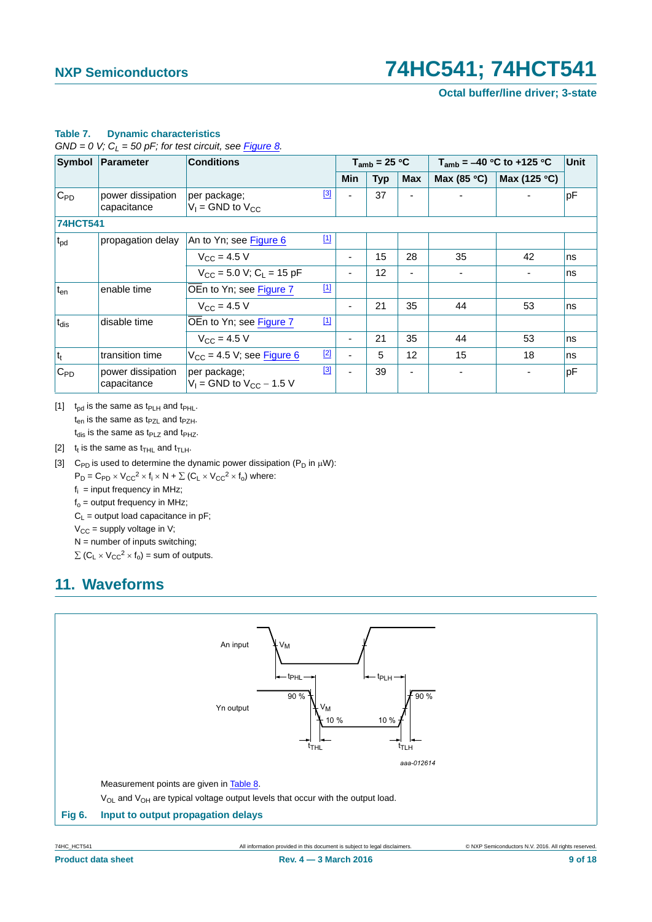**Table 7. Dynamic characteristics**

*GND = 0 V; $C_L$ = 50 pF; for test circuit, see Figure 8.*

| Symbol | Parameter | Conditions | | $T_{amb}$ = 25 °C | | | $T_{amb}$ = −40 °C to +125 °C | | Unit |
|---|---|---|---|---|---|---|---|---|---|
| | | | | Min | Typ | Max | Max (85 °C) | Max (125 °C) | |
| $C_{PD}$ | power dissipation capacitance | per package; $V_I$ = GND to $V_{CC}$ | [3] | - | 37 | - | - | - | pF |
| **74HCT541** | | | | | | | | | |
| $t_{pd}$ | propagation delay | An to Yn; see Figure 6 | [1] | | | | | | |
| | | $V_{CC}$ = 4.5 V | | - | 15 | 28 | 35 | 42 | ns |
| | | $V_{CC}$ = 5.0 V; $C_L$ = 15 pF | | - | 12 | - | - | - | ns |
| $t_{en}$ | enable time | $\overline{OE}n$ to Yn; see Figure 7 | [1] | | | | | | |
| | | $V_{CC}$ = 4.5 V | | - | 21 | 35 | 44 | 53 | ns |
| $t_{dis}$ | disable time | $\overline{OE}n$ to Yn; see Figure 7 | [1] | | | | | | |
| | | $V_{CC}$ = 4.5 V | | - | 21 | 35 | 44 | 53 | ns |
| $t_t$ | transition time | $V_{CC}$ = 4.5 V; see Figure 6 | [2] | - | 5 | 12 | 15 | 18 | ns |
| $C_{PD}$ | power dissipation capacitance | per package; $V_I$ = GND to $V_{CC}$ − 1.5 V | [3] | - | 39 | - | - | - | pF |

[1] $t_{pd}$ is the same as $t_{PLH}$ and $t_{PHL}$.
$t_{en}$ is the same as $t_{PZL}$ and $t_{PZH}$.
$t_{dis}$ is the same as $t_{PLZ}$ and $t_{PHZ}$.

[2] $t_t$ is the same as $t_{THL}$ and $t_{TLH}$.

[3] $C_{PD}$ is used to determine the dynamic power dissipation ($P_D$ in μW):
$P_D = C_{PD} \times V_{CC}^2 \times f_i \times N + \sum (C_L \times V_{CC}^2 \times f_o)$ where:
$f_i$ = input frequency in MHz;
$f_o$ = output frequency in MHz;
$C_L$ = output load capacitance in pF;
$V_{CC}$ = supply voltage in V;
N = number of inputs switching;
$\sum (C_L \times V_{CC}^2 \times f_o)$ = sum of outputs.

## 11. Waveforms

Measurement points are given in Table 8.

$V_{OL}$ and $V_{OH}$ are typical voltage output levels that occur with the output load.

**Fig 6. Input to output propagation delays**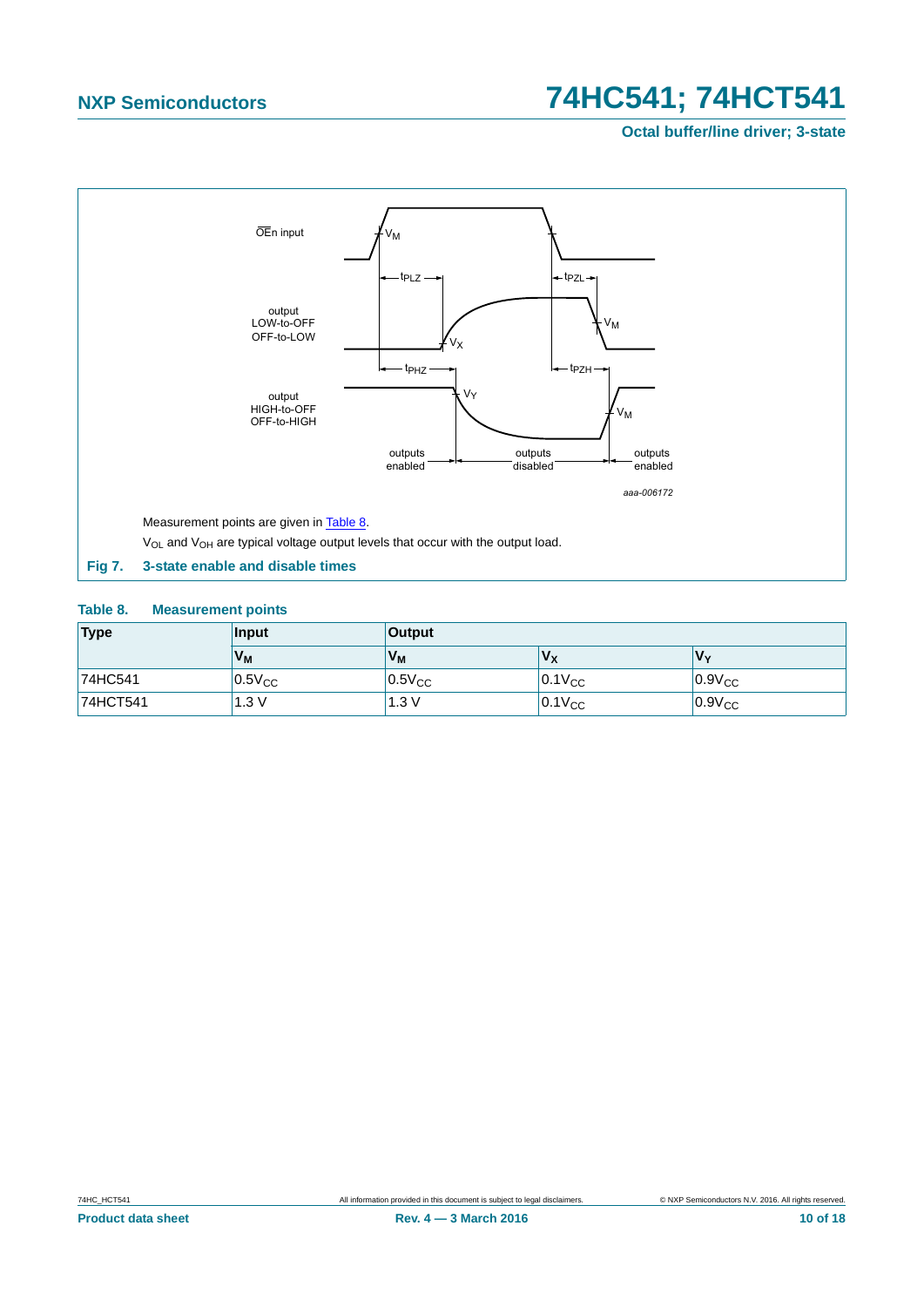Measurement points are given in Table 8.

$V_{OL}$ and $V_{OH}$ are typical voltage output levels that occur with the output load.

**Fig 7. 3-state enable and disable times**

**Table 8. Measurement points**

| Type | Input | Output | | |
|---|---|---|---|---|
| | $V_M$ | $V_M$ | $V_X$ | $V_Y$ |
| 74HC541 | $0.5V_{CC}$ | $0.5V_{CC}$ | $0.1V_{CC}$ | $0.9V_{CC}$ |
| 74HCT541 | 1.3 V | 1.3 V | $0.1V_{CC}$ | $0.9V_{CC}$ |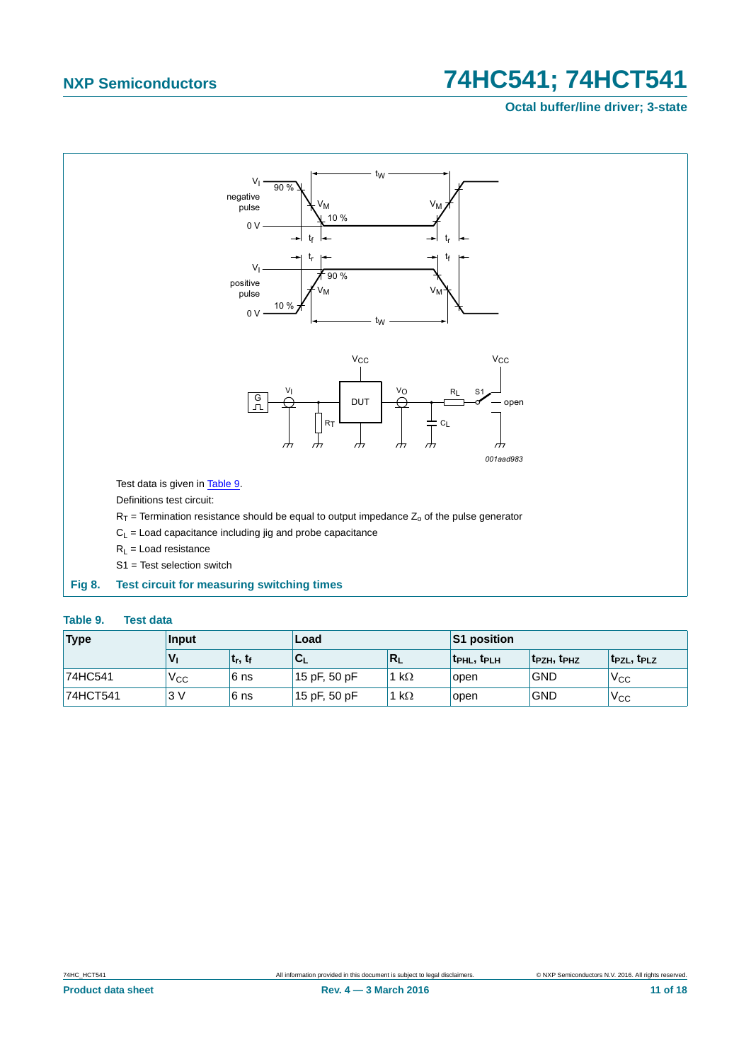Test data is given in Table 9.

Definitions test circuit:

$R_T$ = Termination resistance should be equal to output impedance $Z_o$ of the pulse generator

$C_L$ = Load capacitance including jig and probe capacitance

$R_L$ = Load resistance

S1 = Test selection switch

**Fig 8. Test circuit for measuring switching times**

**Table 9. Test data**

| Type | Input | | Load | | S1 position | | |
|---|---|---|---|---|---|---|---|
| | $V_I$ | $t_r$, $t_f$ | $C_L$ | $R_L$ | $t_{PHL}$, $t_{PLH}$ | $t_{PZH}$, $t_{PHZ}$ | $t_{PZL}$, $t_{PLZ}$ |
| 74HC541 | $V_{CC}$ | 6 ns | 15 pF, 50 pF | 1 kΩ | open | GND | $V_{CC}$ |
| 74HCT541 | 3 V | 6 ns | 15 pF, 50 pF | 1 kΩ | open | GND | $V_{CC}$ |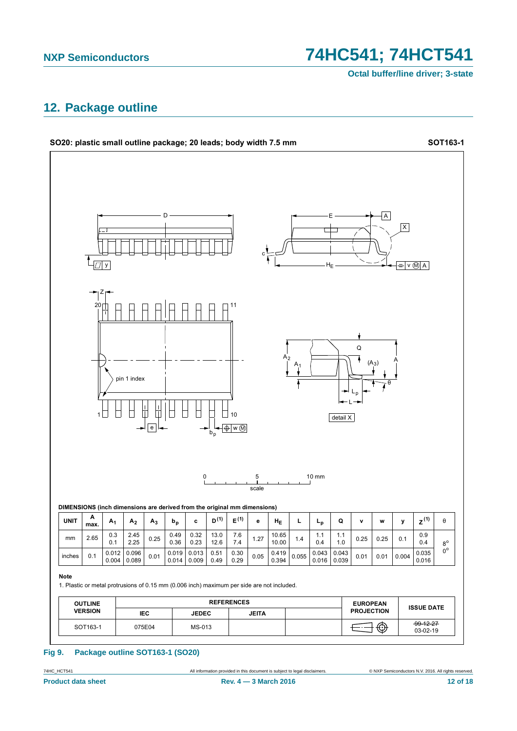## 12. Package outline

**SO20: plastic small outline package; 20 leads; body width 7.5 mm** **SOT163-1**

DIMENSIONS (inch dimensions are derived from the original mm dimensions)

| UNIT | A max. | $A_1$ | $A_2$ | $A_3$ | $b_p$ | c | D (1) | E (1) | e | $H_E$ | L | $L_p$ | Q | v | w | y | Z (1) | θ |
|---|---|---|---|---|---|---|---|---|---|---|---|---|---|---|---|---|---|---|
| mm | 2.65 | 0.3<br>0.1 | 2.45<br>2.25 | 0.25 | 0.49<br>0.36 | 0.32<br>0.23 | 13.0<br>12.6 | 7.6<br>7.4 | 1.27 | 10.65<br>10.00 | 1.4 | 1.1<br>0.4 | 1.1<br>1.0 | 0.25 | 0.25 | 0.1 | 0.9<br>0.4 | 8°<br>0° |
| inches | 0.1 | 0.012<br>0.004 | 0.096<br>0.089 | 0.01 | 0.019<br>0.014 | 0.013<br>0.009 | 0.51<br>0.49 | 0.30<br>0.29 | 0.05 | 0.419<br>0.394 | 0.055 | 0.043<br>0.016 | 0.043<br>0.039 | 0.01 | 0.01 | 0.004 | 0.035<br>0.016 | |

**Note**

1. Plastic or metal protrusions of 0.15 mm (0.006 inch) maximum per side are not included.

| OUTLINE VERSION | REFERENCES | | | | EUROPEAN PROJECTION | ISSUE DATE |
|---|---|---|---|---|---|---|
| | IEC | JEDEC | JEITA | | | |
| SOT163-1 | 075E04 | MS-013 | | | | ~~99-12-27~~<br>03-02-19 |

**Fig 9. Package outline SOT163-1 (SO20)**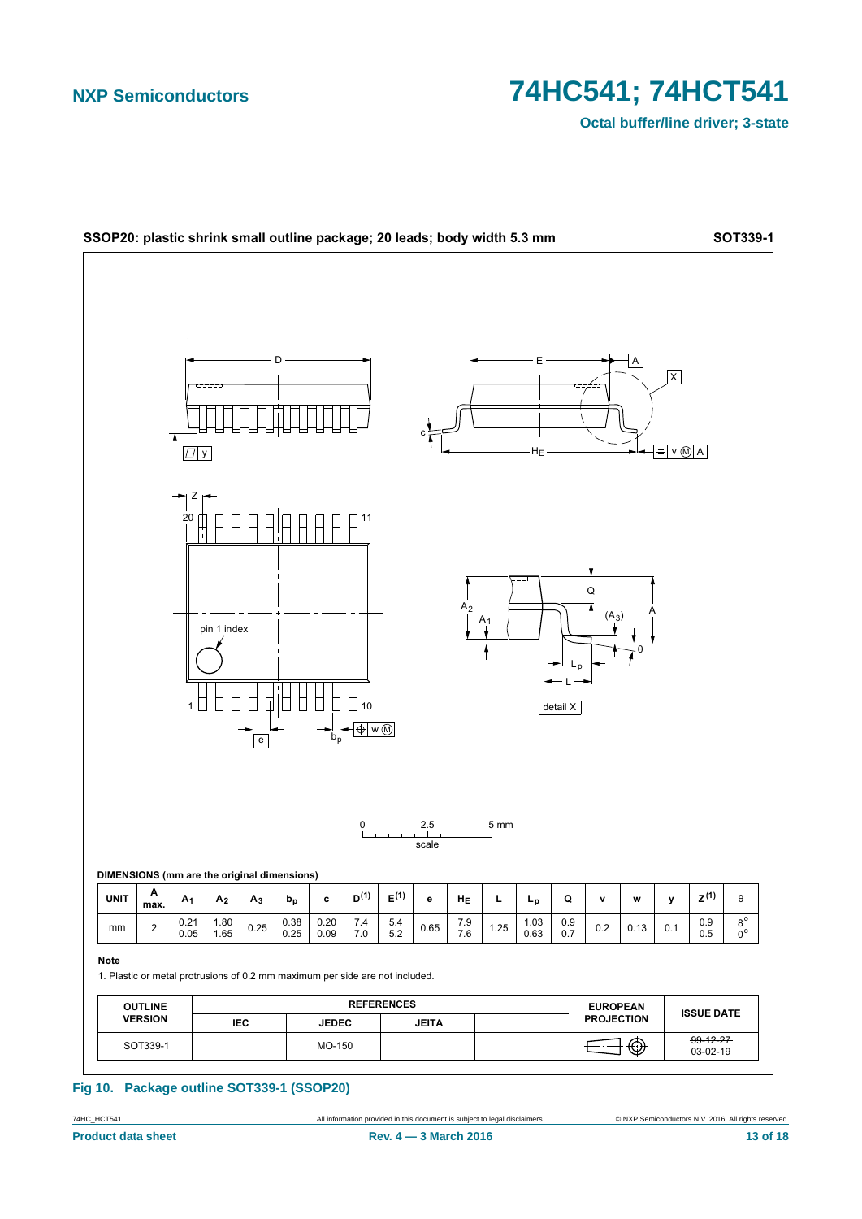**SSOP20: plastic shrink small outline package; 20 leads; body width 5.3 mm** **SOT339-1**

**DIMENSIONS (mm are the original dimensions)**

| UNIT | A max. | $A_1$ | $A_2$ | $A_3$ | $b_p$ | c | $D^{(1)}$ | $E^{(1)}$ | e | $H_E$ | L | $L_p$ | Q | v | w | y | $Z^{(1)}$ | θ |
|---|---|---|---|---|---|---|---|---|---|---|---|---|---|---|---|---|---|---|
| mm | 2 | 0.21<br>0.05 | 1.80<br>1.65 | 0.25 | 0.38<br>0.25 | 0.20<br>0.09 | 7.4<br>7.0 | 5.4<br>5.2 | 0.65 | 7.9<br>7.6 | 1.25 | 1.03<br>0.63 | 0.9<br>0.7 | 0.2 | 0.13 | 0.1 | 0.9<br>0.5 | 8°<br>0° |

**Note**

1. Plastic or metal protrusions of 0.2 mm maximum per side are not included.

| OUTLINE VERSION | REFERENCES | | | | EUROPEAN PROJECTION | ISSUE DATE |
|---|---|---|---|---|---|---|
| | IEC | JEDEC | JEITA | | | |
| SOT339-1 | | MO-150 | | | | ~~99-12-27~~<br>03-02-19 |

**Fig 10. Package outline SOT339-1 (SSOP20)**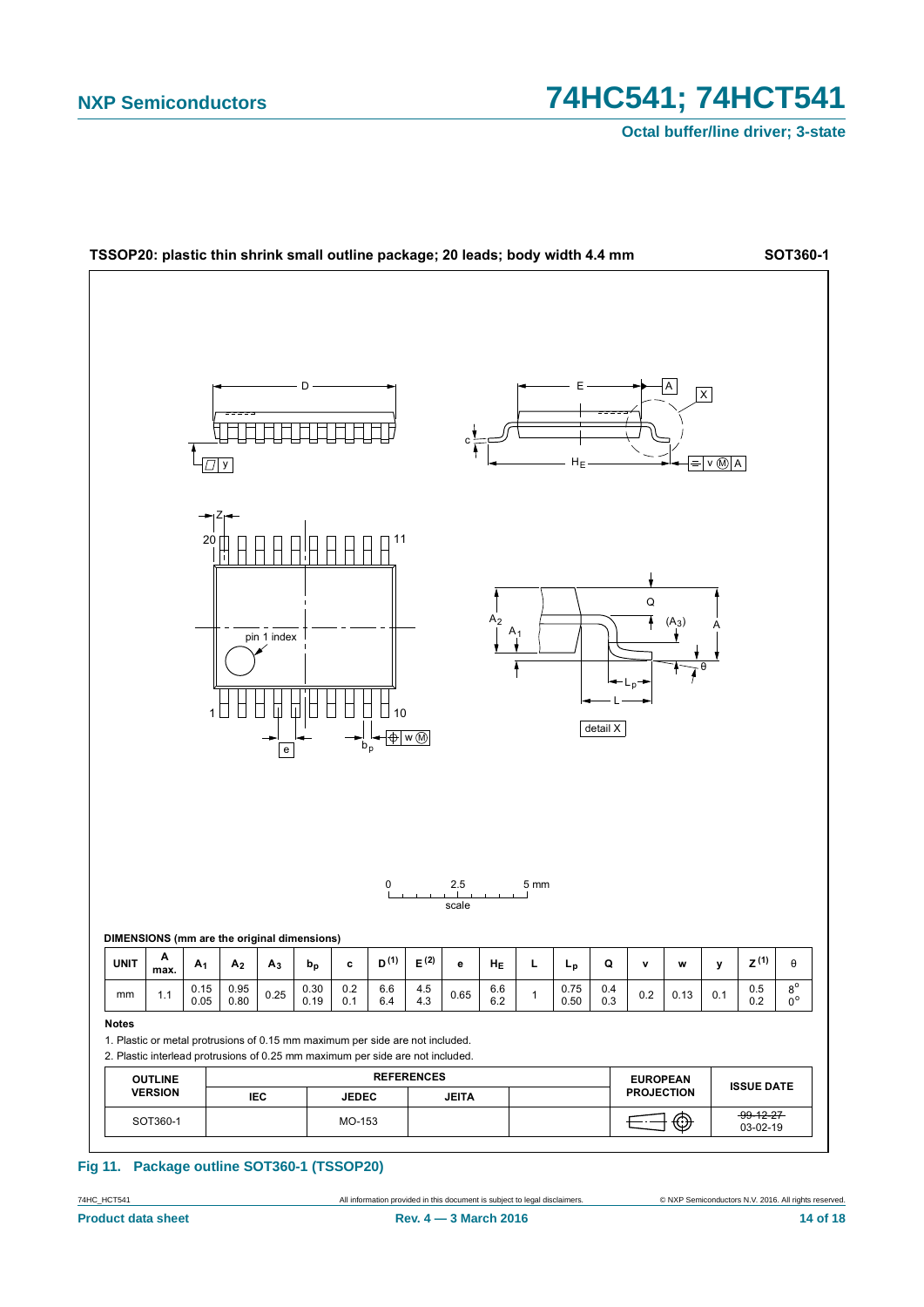## TSSOP20: plastic thin shrink small outline package; 20 leads; body width 4.4 mm — SOT360-1

**DIMENSIONS (mm are the original dimensions)**

| UNIT | A max. | $A_1$ | $A_2$ | $A_3$ | $b_p$ | c | D (1) | E (2) | e | $H_E$ | L | $L_p$ | Q | v | w | y | Z (1) | θ |
|---|---|---|---|---|---|---|---|---|---|---|---|---|---|---|---|---|---|---|
| mm | 1.1 | 0.15<br>0.05 | 0.95<br>0.80 | 0.25 | 0.30<br>0.19 | 0.2<br>0.1 | 6.6<br>6.4 | 4.5<br>4.3 | 0.65 | 6.6<br>6.2 | 1 | 0.75<br>0.50 | 0.4<br>0.3 | 0.2 | 0.13 | 0.1 | 0.5<br>0.2 | 8°<br>0° |

**Notes**

1. Plastic or metal protrusions of 0.15 mm maximum per side are not included.
2. Plastic interlead protrusions of 0.25 mm maximum per side are not included.

| OUTLINE VERSION | REFERENCES | | | | EUROPEAN PROJECTION | ISSUE DATE |
|---|---|---|---|---|---|---|
| | IEC | JEDEC | JEITA | | | |
| SOT360-1 | | MO-153 | | | | ~~99-12-27~~<br>03-02-19 |

**Fig 11. Package outline SOT360-1 (TSSOP20)**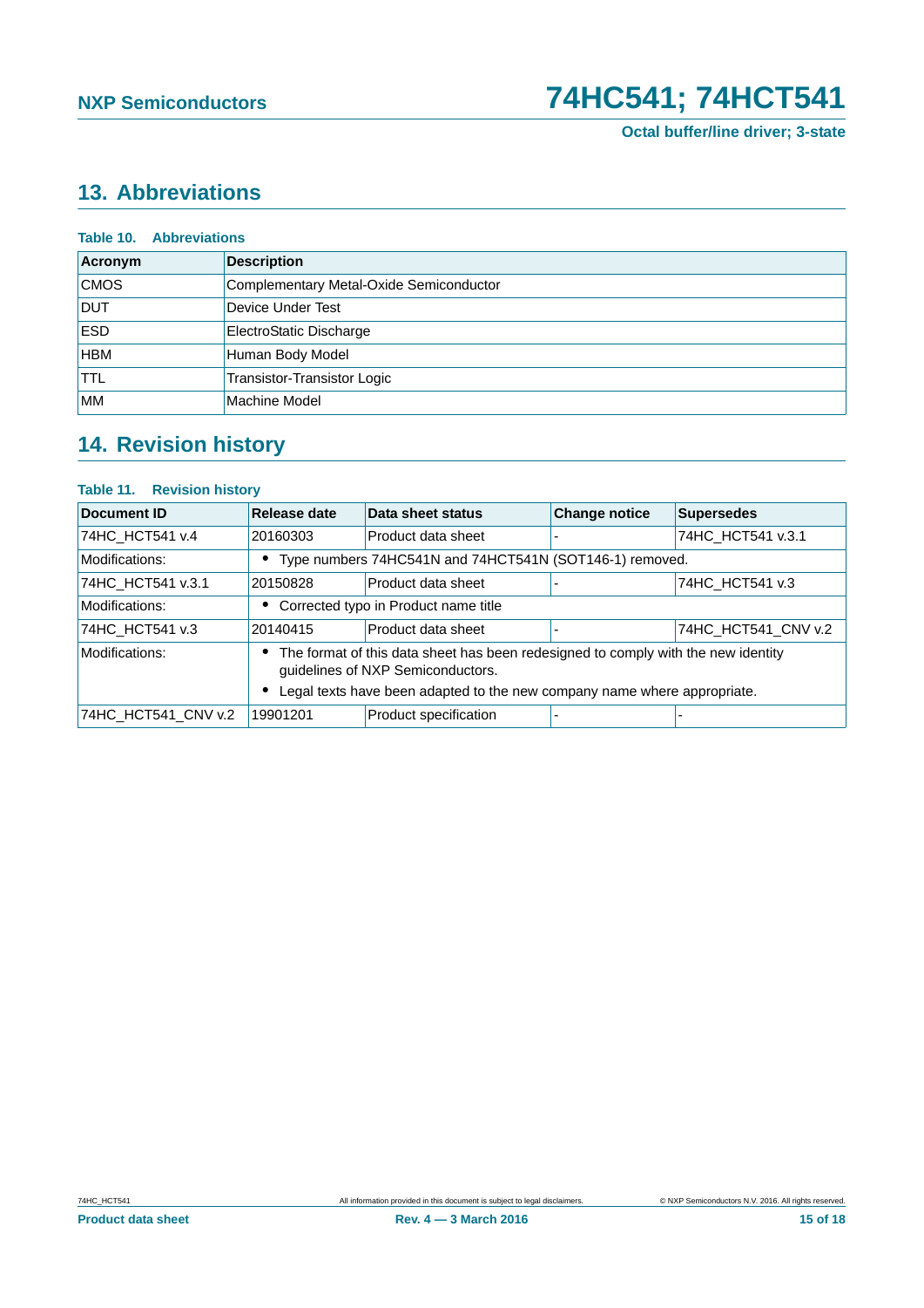## 13. Abbreviations

**Table 10. Abbreviations**

| Acronym | Description |
|---|---|
| CMOS | Complementary Metal-Oxide Semiconductor |
| DUT | Device Under Test |
| ESD | ElectroStatic Discharge |
| HBM | Human Body Model |
| TTL | Transistor-Transistor Logic |
| MM | Machine Model |

## 14. Revision history

**Table 11. Revision history**

| Document ID | Release date | Data sheet status | Change notice | Supersedes |
|---|---|---|---|---|
| 74HC_HCT541 v.4 | 20160303 | Product data sheet | - | 74HC_HCT541 v.3.1 |
| Modifications: | • Type numbers 74HC541N and 74HCT541N (SOT146-1) removed. | | | |
| 74HC_HCT541 v.3.1 | 20150828 | Product data sheet | - | 74HC_HCT541 v.3 |
| Modifications: | • Corrected typo in Product name title | | | |
| 74HC_HCT541 v.3 | 20140415 | Product data sheet | - | 74HC_HCT541_CNV v.2 |
| Modifications: | • The format of this data sheet has been redesigned to comply with the new identity guidelines of NXP Semiconductors. • Legal texts have been adapted to the new company name where appropriate. | | | |
| 74HC_HCT541_CNV v.2 | 19901201 | Product specification | - | - |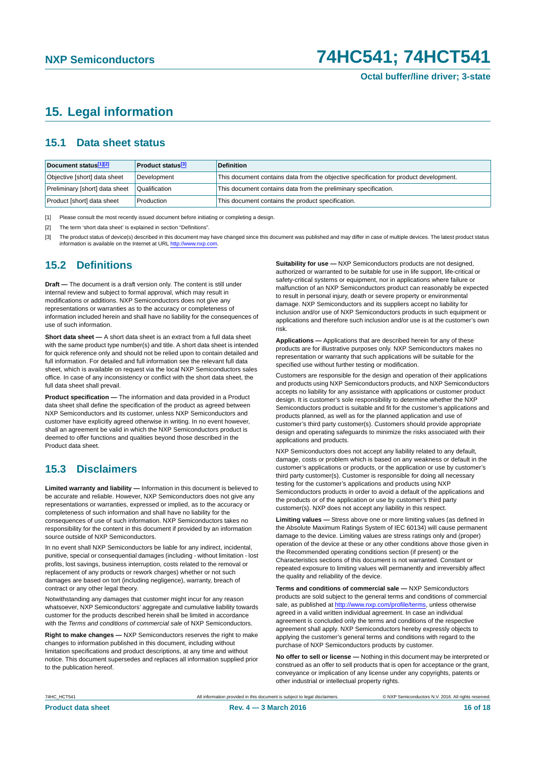## 15. Legal information

### 15.1 Data sheet status

| Document status[1][2] | Product status[3] | Definition |
|---|---|---|
| Objective [short] data sheet | Development | This document contains data from the objective specification for product development. |
| Preliminary [short] data sheet | Qualification | This document contains data from the preliminary specification. |
| Product [short] data sheet | Production | This document contains the product specification. |

[1] Please consult the most recently issued document before initiating or completing a design.

[2] The term 'short data sheet' is explained in section "Definitions".

[3] The product status of device(s) described in this document may have changed since this document was published and may differ in case of multiple devices. The latest product status information is available on the Internet at URL http://www.nxp.com.

### 15.2 Definitions

**Draft —** The document is a draft version only. The content is still under internal review and subject to formal approval, which may result in modifications or additions. NXP Semiconductors does not give any representations or warranties as to the accuracy or completeness of information included herein and shall have no liability for the consequences of use of such information.

**Short data sheet —** A short data sheet is an extract from a full data sheet with the same product type number(s) and title. A short data sheet is intended for quick reference only and should not be relied upon to contain detailed and full information. For detailed and full information see the relevant full data sheet, which is available on request via the local NXP Semiconductors sales office. In case of any inconsistency or conflict with the short data sheet, the full data sheet shall prevail.

**Product specification —** The information and data provided in a Product data sheet shall define the specification of the product as agreed between NXP Semiconductors and its customer, unless NXP Semiconductors and customer have explicitly agreed otherwise in writing. In no event however, shall an agreement be valid in which the NXP Semiconductors product is deemed to offer functions and qualities beyond those described in the Product data sheet.

### 15.3 Disclaimers

**Limited warranty and liability —** Information in this document is believed to be accurate and reliable. However, NXP Semiconductors does not give any representations or warranties, expressed or implied, as to the accuracy or completeness of such information and shall have no liability for the consequences of use of such information. NXP Semiconductors takes no responsibility for the content in this document if provided by an information source outside of NXP Semiconductors.

In no event shall NXP Semiconductors be liable for any indirect, incidental, punitive, special or consequential damages (including - without limitation - lost profits, lost savings, business interruption, costs related to the removal or replacement of any products or rework charges) whether or not such damages are based on tort (including negligence), warranty, breach of contract or any other legal theory.

Notwithstanding any damages that customer might incur for any reason whatsoever, NXP Semiconductors' aggregate and cumulative liability towards customer for the products described herein shall be limited in accordance with the *Terms and conditions of commercial sale* of NXP Semiconductors.

**Right to make changes —** NXP Semiconductors reserves the right to make changes to information published in this document, including without limitation specifications and product descriptions, at any time and without notice. This document supersedes and replaces all information supplied prior to the publication hereof.

**Suitability for use —** NXP Semiconductors products are not designed, authorized or warranted to be suitable for use in life support, life-critical or safety-critical systems or equipment, nor in applications where failure or malfunction of an NXP Semiconductors product can reasonably be expected to result in personal injury, death or severe property or environmental damage. NXP Semiconductors and its suppliers accept no liability for inclusion and/or use of NXP Semiconductors products in such equipment or applications and therefore such inclusion and/or use is at the customer's own risk.

**Applications —** Applications that are described herein for any of these products are for illustrative purposes only. NXP Semiconductors makes no representation or warranty that such applications will be suitable for the specified use without further testing or modification.

Customers are responsible for the design and operation of their applications and products using NXP Semiconductors products, and NXP Semiconductors accepts no liability for any assistance with applications or customer product design. It is customer's sole responsibility to determine whether the NXP Semiconductors product is suitable and fit for the customer's applications and products planned, as well as for the planned application and use of customer's third party customer(s). Customers should provide appropriate design and operating safeguards to minimize the risks associated with their applications and products.

NXP Semiconductors does not accept any liability related to any default, damage, costs or problem which is based on any weakness or default in the customer's applications or products, or the application or use by customer's third party customer(s). Customer is responsible for doing all necessary testing for the customer's applications and products using NXP Semiconductors products in order to avoid a default of the applications and the products or of the application or use by customer's third party customer(s). NXP does not accept any liability in this respect.

**Limiting values —** Stress above one or more limiting values (as defined in the Absolute Maximum Ratings System of IEC 60134) will cause permanent damage to the device. Limiting values are stress ratings only and (proper) operation of the device at these or any other conditions above those given in the Recommended operating conditions section (if present) or the Characteristics sections of this document is not warranted. Constant or repeated exposure to limiting values will permanently and irreversibly affect the quality and reliability of the device.

**Terms and conditions of commercial sale —** NXP Semiconductors products are sold subject to the general terms and conditions of commercial sale, as published at http://www.nxp.com/profile/terms, unless otherwise agreed in a valid written individual agreement. In case an individual agreement is concluded only the terms and conditions of the respective agreement shall apply. NXP Semiconductors hereby expressly objects to applying the customer's general terms and conditions with regard to the purchase of NXP Semiconductors products by customer.

**No offer to sell or license —** Nothing in this document may be interpreted or construed as an offer to sell products that is open for acceptance or the grant, conveyance or implication of any license under any copyrights, patents or other industrial or intellectual property rights.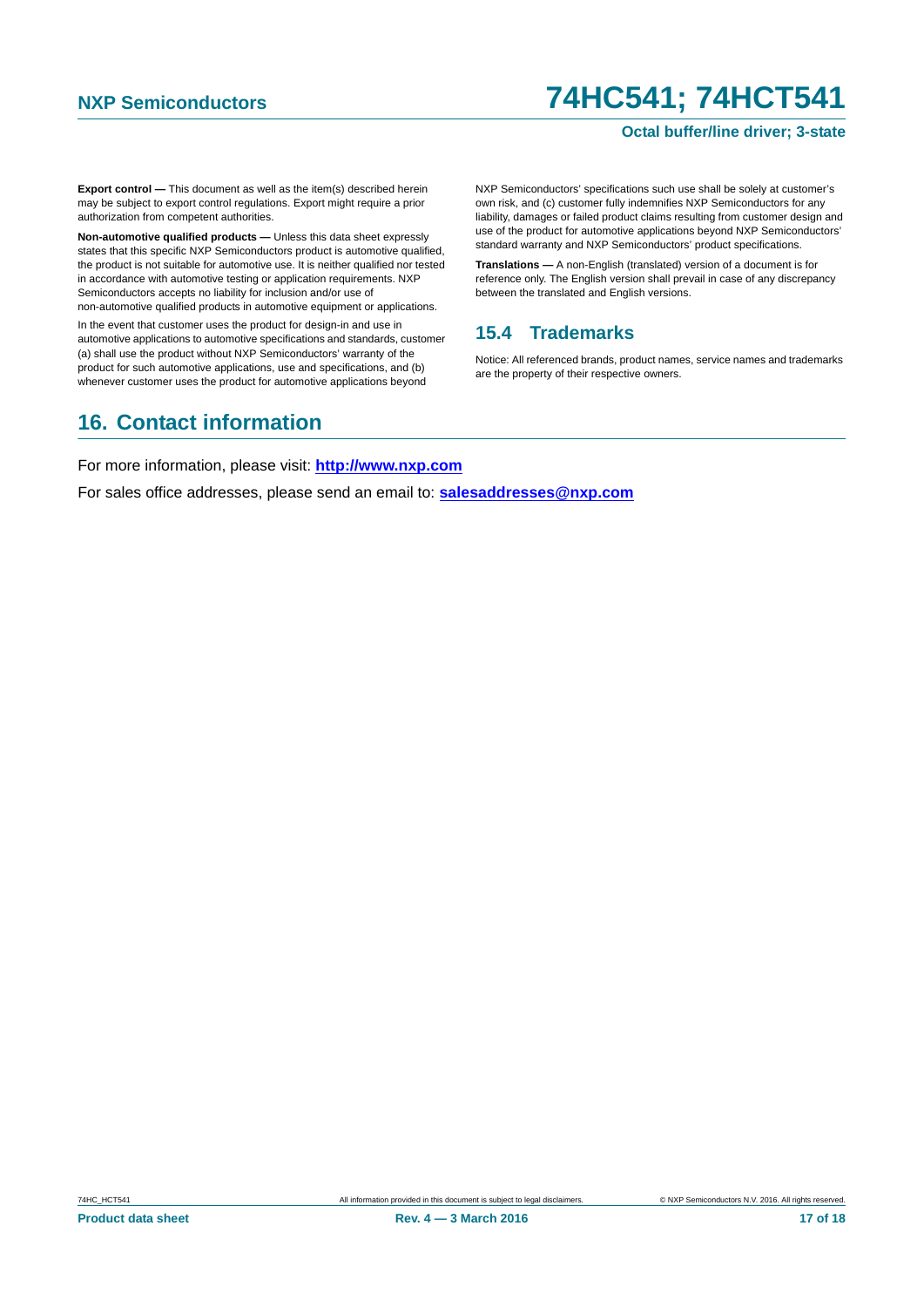**Export control —** This document as well as the item(s) described herein may be subject to export control regulations. Export might require a prior authorization from competent authorities.

**Non-automotive qualified products —** Unless this data sheet expressly states that this specific NXP Semiconductors product is automotive qualified, the product is not suitable for automotive use. It is neither qualified nor tested in accordance with automotive testing or application requirements. NXP Semiconductors accepts no liability for inclusion and/or use of non-automotive qualified products in automotive equipment or applications.

In the event that customer uses the product for design-in and use in automotive applications to automotive specifications and standards, customer (a) shall use the product without NXP Semiconductors' warranty of the product for such automotive applications, use and specifications, and (b) whenever customer uses the product for automotive applications beyond NXP Semiconductors' specifications such use shall be solely at customer's own risk, and (c) customer fully indemnifies NXP Semiconductors for any liability, damages or failed product claims resulting from customer design and use of the product for automotive applications beyond NXP Semiconductors' standard warranty and NXP Semiconductors' product specifications.

**Translations —** A non-English (translated) version of a document is for reference only. The English version shall prevail in case of any discrepancy between the translated and English versions.

### 15.4 Trademarks

Notice: All referenced brands, product names, service names and trademarks are the property of their respective owners.

## 16. Contact information

For more information, please visit: **http://www.nxp.com**

For sales office addresses, please send an email to: **salesaddresses@nxp.com**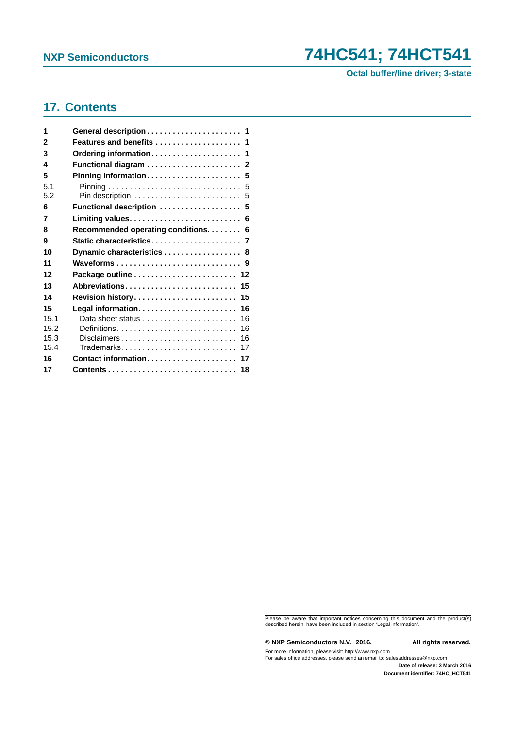## 17. Contents

| | | |
|---|---|---|
| **1** | **General description** | **1** |
| **2** | **Features and benefits** | **1** |
| **3** | **Ordering information** | **1** |
| **4** | **Functional diagram** | **2** |
| **5** | **Pinning information** | **5** |
| 5.1 | Pinning | 5 |
| 5.2 | Pin description | 5 |
| **6** | **Functional description** | **5** |
| **7** | **Limiting values** | **6** |
| **8** | **Recommended operating conditions** | **6** |
| **9** | **Static characteristics** | **7** |
| **10** | **Dynamic characteristics** | **8** |
| **11** | **Waveforms** | **9** |
| **12** | **Package outline** | **12** |
| **13** | **Abbreviations** | **15** |
| **14** | **Revision history** | **15** |
| **15** | **Legal information** | **16** |
| 15.1 | Data sheet status | 16 |
| 15.2 | Definitions | 16 |
| 15.3 | Disclaimers | 16 |
| 15.4 | Trademarks | 17 |
| **16** | **Contact information** | **17** |
| **17** | **Contents** | **18** |

Please be aware that important notices concerning this document and the product(s) described herein, have been included in section 'Legal information'.

**© NXP Semiconductors N.V. 2016. All rights reserved.**

For more information, please visit: http://www.nxp.com
For sales office addresses, please send an email to: salesaddresses@nxp.com

**Date of release: 3 March 2016**
**Document identifier: 74HC_HCT541**